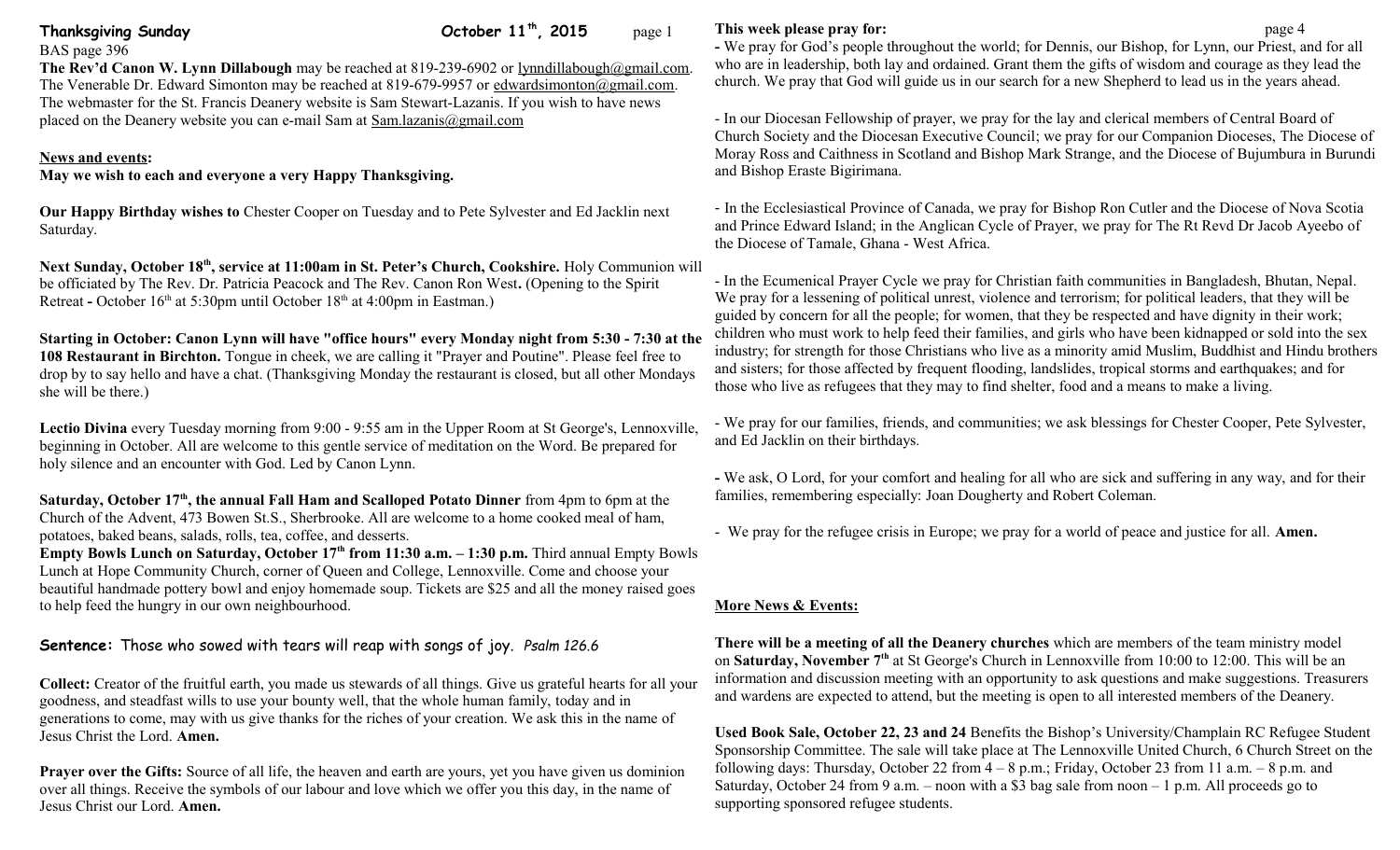**Thanksgiving Sunday** **October 11th, 2015**

BAS page 396

**The Rev'd Canon W. Lynn Dillabough** may be reached at 819-239-6902 or lynndillabough@gmail.com. The Venerable Dr. Edward Simonton may be reached at 819-679-9957 or edwardsimonton@gmail.com. The webmaster for the St. Francis Deanery website is Sam Stewart-Lazanis. If you wish to have news placed on the Deanery website you can e-mail Sam at Sam.lazanis@gmail.com

**News and events:**

**May we wish to each and everyone a very Happy Thanksgiving.**

**Our Happy Birthday wishes to** Chester Cooper on Tuesday and to Pete Sylvester and Ed Jacklin next Saturday.

**Next Sunday, October 18th, service at 11:00am in St. Peter's Church, Cookshire.** Holy Communion will be officiated by The Rev. Dr. Patricia Peacock and The Rev. Canon Ron West**.** (Opening to the Spirit Retreat **-** October 16th at 5:30pm until October 18th at 4:00pm in Eastman.)

**Starting in October: Canon Lynn will have "office hours" every Monday night from 5:30 - 7:30 at the 108 Restaurant in Birchton.** Tongue in cheek, we are calling it "Prayer and Poutine". Please feel free to drop by to say hello and have a chat. (Thanksgiving Monday the restaurant is closed, but all other Mondays she will be there.)

**Lectio Divina** every Tuesday morning from 9:00 - 9:55 am in the Upper Room at St George's, Lennoxville, beginning in October. All are welcome to this gentle service of meditation on the Word. Be prepared for holy silence and an encounter with God. Led by Canon Lynn.

**Saturday, October 17th, the annual Fall Ham and Scalloped Potato Dinner** from 4pm to 6pm at the Church of the Advent, 473 Bowen St.S., Sherbrooke. All are welcome to a home cooked meal of ham, potatoes, baked beans, salads, rolls, tea, coffee, and desserts.

**Empty Bowls Lunch on Saturday, October 17th from 11:30 a.m. – 1:30 p.m.** Third annual Empty Bowls Lunch at Hope Community Church, corner of Queen and College, Lennoxville. Come and choose your beautiful handmade pottery bowl and enjoy homemade soup. Tickets are $25 and all the money raised goes to help feed the hungry in our own neighbourhood.

**Sentence:** Those who sowed with tears will reap with songs of joy. *Psalm 126.6*

**Collect:** Creator of the fruitful earth, you made us stewards of all things. Give us grateful hearts for all your goodness, and steadfast wills to use your bounty well, that the whole human family, today and in generations to come, may with us give thanks for the riches of your creation. We ask this in the name of Jesus Christ the Lord. **Amen.**

**Prayer over the Gifts:** Source of all life, the heaven and earth are yours, yet you have given us dominion over all things. Receive the symbols of our labour and love which we offer you this day, in the name of Jesus Christ our Lord. **Amen.**

**This week please pray for:**

- We pray for God's people throughout the world; for Dennis, our Bishop, for Lynn, our Priest, and for all who are in leadership, both lay and ordained. Grant them the gifts of wisdom and courage as they lead the church. We pray that God will guide us in our search for a new Shepherd to lead us in the years ahead.

- In our Diocesan Fellowship of prayer, we pray for the lay and clerical members of Central Board of Church Society and the Diocesan Executive Council; we pray for our Companion Dioceses, The Diocese of Moray Ross and Caithness in Scotland and Bishop Mark Strange, and the Diocese of Bujumbura in Burundi and Bishop Eraste Bigirimana.

- In the Ecclesiastical Province of Canada, we pray for Bishop Ron Cutler and the Diocese of Nova Scotia and Prince Edward Island; in the Anglican Cycle of Prayer, we pray for The Rt Revd Dr Jacob Ayeebo of the Diocese of Tamale, Ghana - West Africa.

- In the Ecumenical Prayer Cycle we pray for Christian faith communities in Bangladesh, Bhutan, Nepal. We pray for a lessening of political unrest, violence and terrorism; for political leaders, that they will be guided by concern for all the people; for women, that they be respected and have dignity in their work; children who must work to help feed their families, and girls who have been kidnapped or sold into the sex industry; for strength for those Christians who live as a minority amid Muslim, Buddhist and Hindu brothers and sisters; for those affected by frequent flooding, landslides, tropical storms and earthquakes; and for those who live as refugees that they may to find shelter, food and a means to make a living.

- We pray for our families, friends, and communities; we ask blessings for Chester Cooper, Pete Sylvester, and Ed Jacklin on their birthdays.

- We ask, O Lord, for your comfort and healing for all who are sick and suffering in any way, and for their families, remembering especially: Joan Dougherty and Robert Coleman.

- We pray for the refugee crisis in Europe; we pray for a world of peace and justice for all. **Amen.**

**More News & Events:**

**There will be a meeting of all the Deanery churches** which are members of the team ministry model on **Saturday, November 7th** at St George's Church in Lennoxville from 10:00 to 12:00. This will be an information and discussion meeting with an opportunity to ask questions and make suggestions. Treasurers and wardens are expected to attend, but the meeting is open to all interested members of the Deanery.

**Used Book Sale, October 22, 23 and 24** Benefits the Bishop's University/Champlain RC Refugee Student Sponsorship Committee. The sale will take place at The Lennoxville United Church, 6 Church Street on the following days: Thursday, October 22 from 4 – 8 p.m.; Friday, October 23 from 11 a.m. – 8 p.m. and Saturday, October 24 from 9 a.m. – noon with a $3 bag sale from noon – 1 p.m. All proceeds go to supporting sponsored refugee students.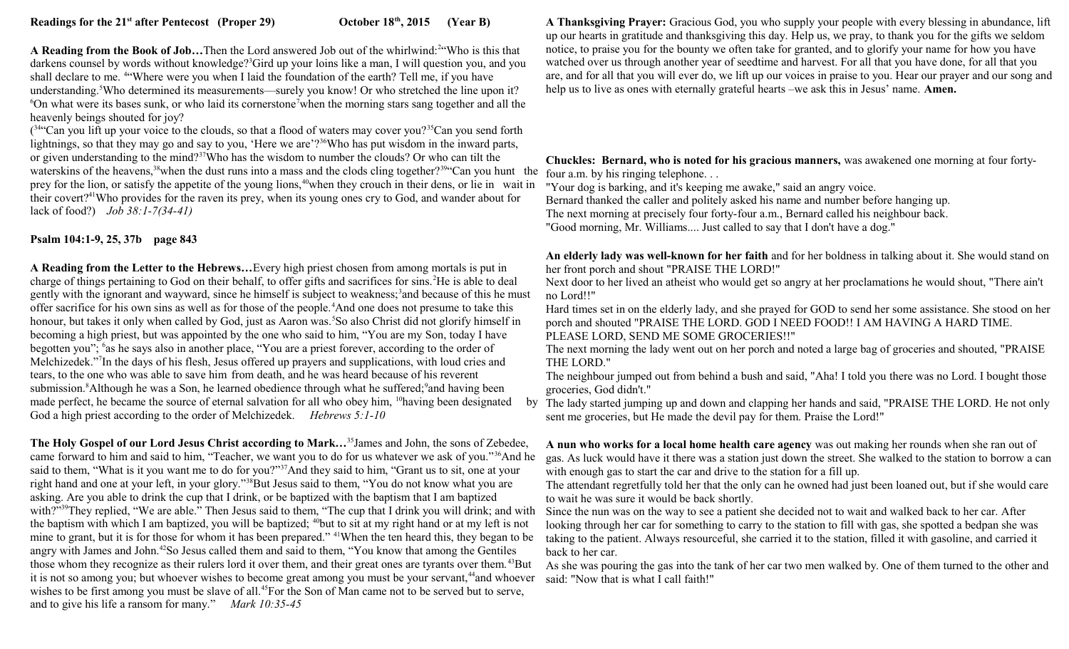**Readings for the 21st after Pentecost (Proper 29) October 18th, 2015 (Year B)**

**A Reading from the Book of Job…**Then the Lord answered Job out of the whirlwind:[2]"Who is this that darkens counsel by words without knowledge?[3]Gird up your loins like a man, I will question you, and you shall declare to me. [4]"Where were you when I laid the foundation of the earth? Tell me, if you have understanding.[5]Who determined its measurements—surely you know! Or who stretched the line upon it?[6]On what were its bases sunk, or who laid its cornerstone[7]when the morning stars sang together and all the heavenly beings shouted for joy?

([34]"Can you lift up your voice to the clouds, so that a flood of waters may cover you?[35]Can you send forth lightnings, so that they may go and say to you, 'Here we are'?[36]Who has put wisdom in the inward parts, or given understanding to the mind?[37]Who has the wisdom to number the clouds? Or who can tilt the waterskins of the heavens,[38]when the dust runs into a mass and the clods cling together?[39]"Can you hunt the prey for the lion, or satisfy the appetite of the young lions,[40]when they crouch in their dens, or lie in wait in their covert?[41]Who provides for the raven its prey, when its young ones cry to God, and wander about for lack of food?) *Job 38:1-7(34-41)*

**Psalm 104:1-9, 25, 37b page 843**

**A Reading from the Letter to the Hebrews…**Every high priest chosen from among mortals is put in charge of things pertaining to God on their behalf, to offer gifts and sacrifices for sins.[2]He is able to deal gently with the ignorant and wayward, since he himself is subject to weakness;[3]and because of this he must offer sacrifice for his own sins as well as for those of the people.[4]And one does not presume to take this honour, but takes it only when called by God, just as Aaron was.[5]So also Christ did not glorify himself in becoming a high priest, but was appointed by the one who said to him, "You are my Son, today I have begotten you"; [6]as he says also in another place, "You are a priest forever, according to the order of Melchizedek."[7]In the days of his flesh, Jesus offered up prayers and supplications, with loud cries and tears, to the one who was able to save him from death, and he was heard because of his reverent submission.[8]Although he was a Son, he learned obedience through what he suffered;[9]and having been made perfect, he became the source of eternal salvation for all who obey him, [10]having been designated by God a high priest according to the order of Melchizedek. *Hebrews 5:1-10*

**The Holy Gospel of our Lord Jesus Christ according to Mark…**[35]James and John, the sons of Zebedee, came forward to him and said to him, "Teacher, we want you to do for us whatever we ask of you."[36]And he said to them, "What is it you want me to do for you?"[37]And they said to him, "Grant us to sit, one at your right hand and one at your left, in your glory."[38]But Jesus said to them, "You do not know what you are asking. Are you able to drink the cup that I drink, or be baptized with the baptism that I am baptized with?"[39]They replied, "We are able." Then Jesus said to them, "The cup that I drink you will drink; and with the baptism with which I am baptized, you will be baptized; [40]but to sit at my right hand or at my left is not mine to grant, but it is for those for whom it has been prepared." [41]When the ten heard this, they began to be angry with James and John.[42]So Jesus called them and said to them, "You know that among the Gentiles those whom they recognize as their rulers lord it over them, and their great ones are tyrants over them.[43]But it is not so among you; but whoever wishes to become great among you must be your servant,[44]and whoever wishes to be first among you must be slave of all.[45]For the Son of Man came not to be served but to serve, and to give his life a ransom for many." *Mark 10:35-45*

**A Thanksgiving Prayer:** Gracious God, you who supply your people with every blessing in abundance, lift up our hearts in gratitude and thanksgiving this day. Help us, we pray, to thank you for the gifts we seldom notice, to praise you for the bounty we often take for granted, and to glorify your name for how you have watched over us through another year of seedtime and harvest. For all that you have done, for all that you are, and for all that you will ever do, we lift up our voices in praise to you. Hear our prayer and our song and help us to live as ones with eternally grateful hearts –we ask this in Jesus' name. **Amen.**

**Chuckles: Bernard, who is noted for his gracious manners,** was awakened one morning at four forty-four a.m. by his ringing telephone. . .

"Your dog is barking, and it's keeping me awake," said an angry voice.

Bernard thanked the caller and politely asked his name and number before hanging up.

The next morning at precisely four forty-four a.m., Bernard called his neighbour back.

"Good morning, Mr. Williams.... Just called to say that I don't have a dog."

**An elderly lady was well-known for her faith** and for her boldness in talking about it. She would stand on her front porch and shout "PRAISE THE LORD!"

Next door to her lived an atheist who would get so angry at her proclamations he would shout, "There ain't no Lord!!"

Hard times set in on the elderly lady, and she prayed for GOD to send her some assistance. She stood on her porch and shouted "PRAISE THE LORD. GOD I NEED FOOD!! I AM HAVING A HARD TIME. PLEASE LORD, SEND ME SOME GROCERIES!!"

The next morning the lady went out on her porch and noted a large bag of groceries and shouted, "PRAISE THE LORD."

The neighbour jumped out from behind a bush and said, "Aha! I told you there was no Lord. I bought those groceries, God didn't."

The lady started jumping up and down and clapping her hands and said, "PRAISE THE LORD. He not only sent me groceries, but He made the devil pay for them. Praise the Lord!"

**A nun who works for a local home health care agency** was out making her rounds when she ran out of gas. As luck would have it there was a station just down the street. She walked to the station to borrow a can with enough gas to start the car and drive to the station for a fill up.

The attendant regretfully told her that the only can he owned had just been loaned out, but if she would care to wait he was sure it would be back shortly.

Since the nun was on the way to see a patient she decided not to wait and walked back to her car. After looking through her car for something to carry to the station to fill with gas, she spotted a bedpan she was taking to the patient. Always resourceful, she carried it to the station, filled it with gasoline, and carried it back to her car.

As she was pouring the gas into the tank of her car two men walked by. One of them turned to the other and said: "Now that is what I call faith!"